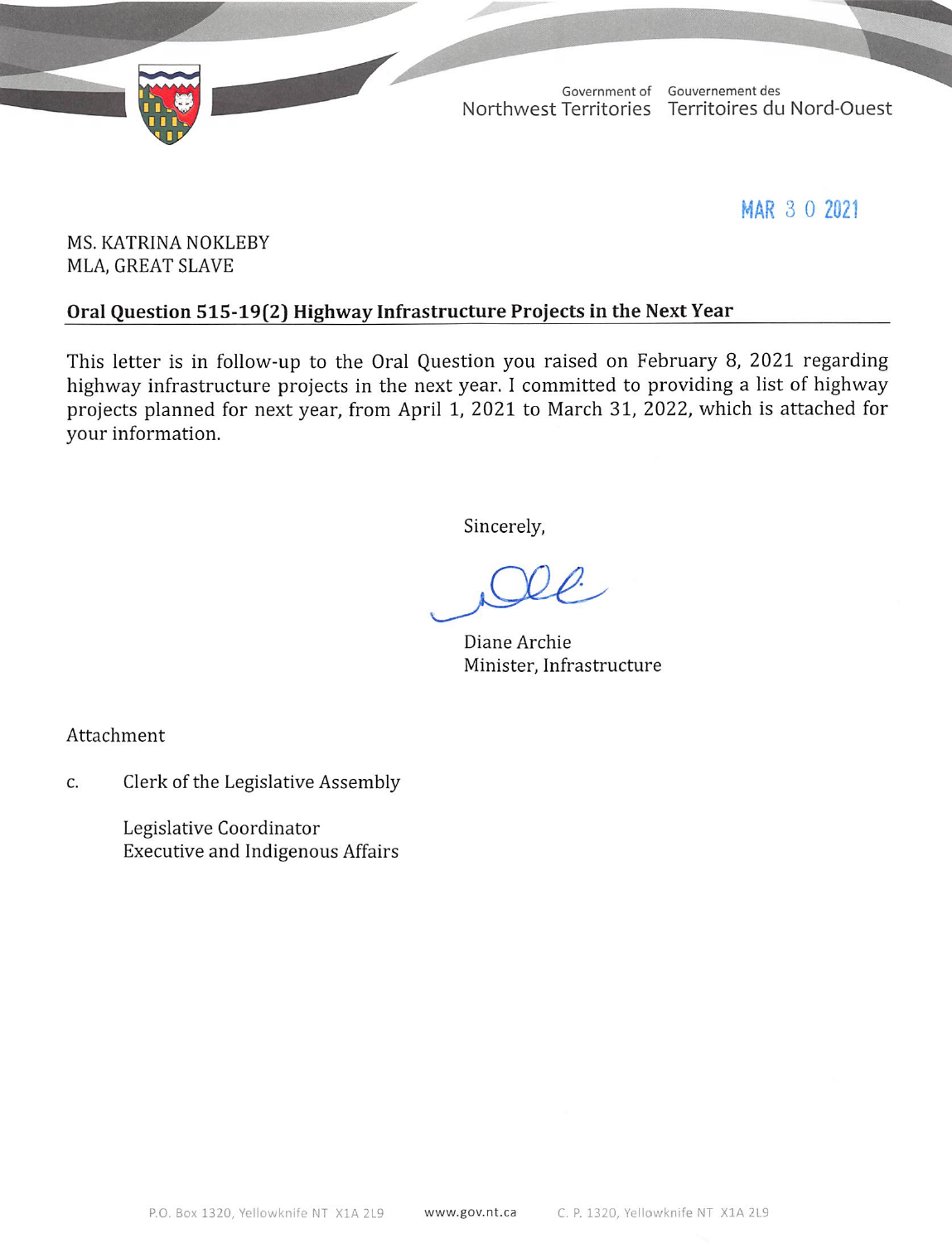Government of Northwest Territories
Gouvernement des Territoires du Nord-Ouest

MAR 30 2021

MS. KATRINA NOKLEBY
MLA, GREAT SLAVE

**Oral Question 515-19(2) Highway Infrastructure Projects in the Next Year**

This letter is in follow-up to the Oral Question you raised on February 8, 2021 regarding highway infrastructure projects in the next year. I committed to providing a list of highway projects planned for next year, from April 1, 2021 to March 31, 2022, which is attached for your information.

Sincerely,

Diane Archie
Minister, Infrastructure

Attachment

c. Clerk of the Legislative Assembly

Legislative Coordinator
Executive and Indigenous Affairs

P.O. Box 1320, Yellowknife NT X1A 2L9 www.gov.nt.ca C. P. 1320, Yellowknife NT X1A 2L9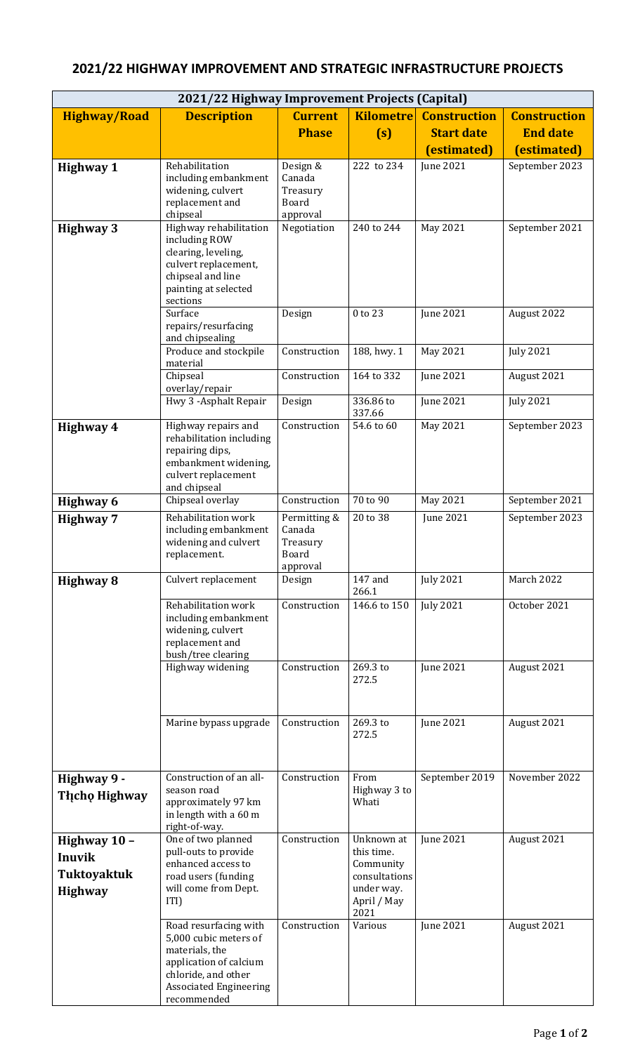# 2021/22 HIGHWAY IMPROVEMENT AND STRATEGIC INFRASTRUCTURE PROJECTS

| 2021/22 Highway Improvement Projects (Capital) | | | | | |
|---|---|---|---|---|---|
| **Highway/Road** | **Description** | **Current Phase** | **Kilometre (s)** | **Construction Start date (estimated)** | **Construction End date (estimated)** |
| **Highway 1** | Rehabilitation including embankment widening, culvert replacement and chipseal | Design & Canada Treasury Board approval | 222 to 234 | June 2021 | September 2023 |
| **Highway 3** | Highway rehabilitation including ROW clearing, leveling, culvert replacement, chipseal and line painting at selected sections | Negotiation | 240 to 244 | May 2021 | September 2021 |
| | Surface repairs/resurfacing and chipsealing | Design | 0 to 23 | June 2021 | August 2022 |
| | Produce and stockpile material | Construction | 188, hwy. 1 | May 2021 | July 2021 |
| | Chipseal overlay/repair | Construction | 164 to 332 | June 2021 | August 2021 |
| | Hwy 3 -Asphalt Repair | Design | 336.86 to 337.66 | June 2021 | July 2021 |
| **Highway 4** | Highway repairs and rehabilitation including repairing dips, embankment widening, culvert replacement and chipseal | Construction | 54.6 to 60 | May 2021 | September 2023 |
| **Highway 6** | Chipseal overlay | Construction | 70 to 90 | May 2021 | September 2021 |
| **Highway 7** | Rehabilitation work including embankment widening and culvert replacement. | Permitting & Canada Treasury Board approval | 20 to 38 | June 2021 | September 2023 |
| **Highway 8** | Culvert replacement | Design | 147 and 266.1 | July 2021 | March 2022 |
| | Rehabilitation work including embankment widening, culvert replacement and bush/tree clearing | Construction | 146.6 to 150 | July 2021 | October 2021 |
| | Highway widening | Construction | 269.3 to 272.5 | June 2021 | August 2021 |
| | Marine bypass upgrade | Construction | 269.3 to 272.5 | June 2021 | August 2021 |
| **Highway 9 - Tłı̨chǫ Highway** | Construction of an all-season road approximately 97 km in length with a 60 m right-of-way. | Construction | From Highway 3 to Whati | September 2019 | November 2022 |
| **Highway 10 – Inuvik Tuktoyaktuk Highway** | One of two planned pull-outs to provide enhanced access to road users (funding will come from Dept. ITI) | Construction | Unknown at this time. Community consultations under way. April / May 2021 | June 2021 | August 2021 |
| | Road resurfacing with 5,000 cubic meters of materials, the application of calcium chloride, and other Associated Engineering recommended | Construction | Various | June 2021 | August 2021 |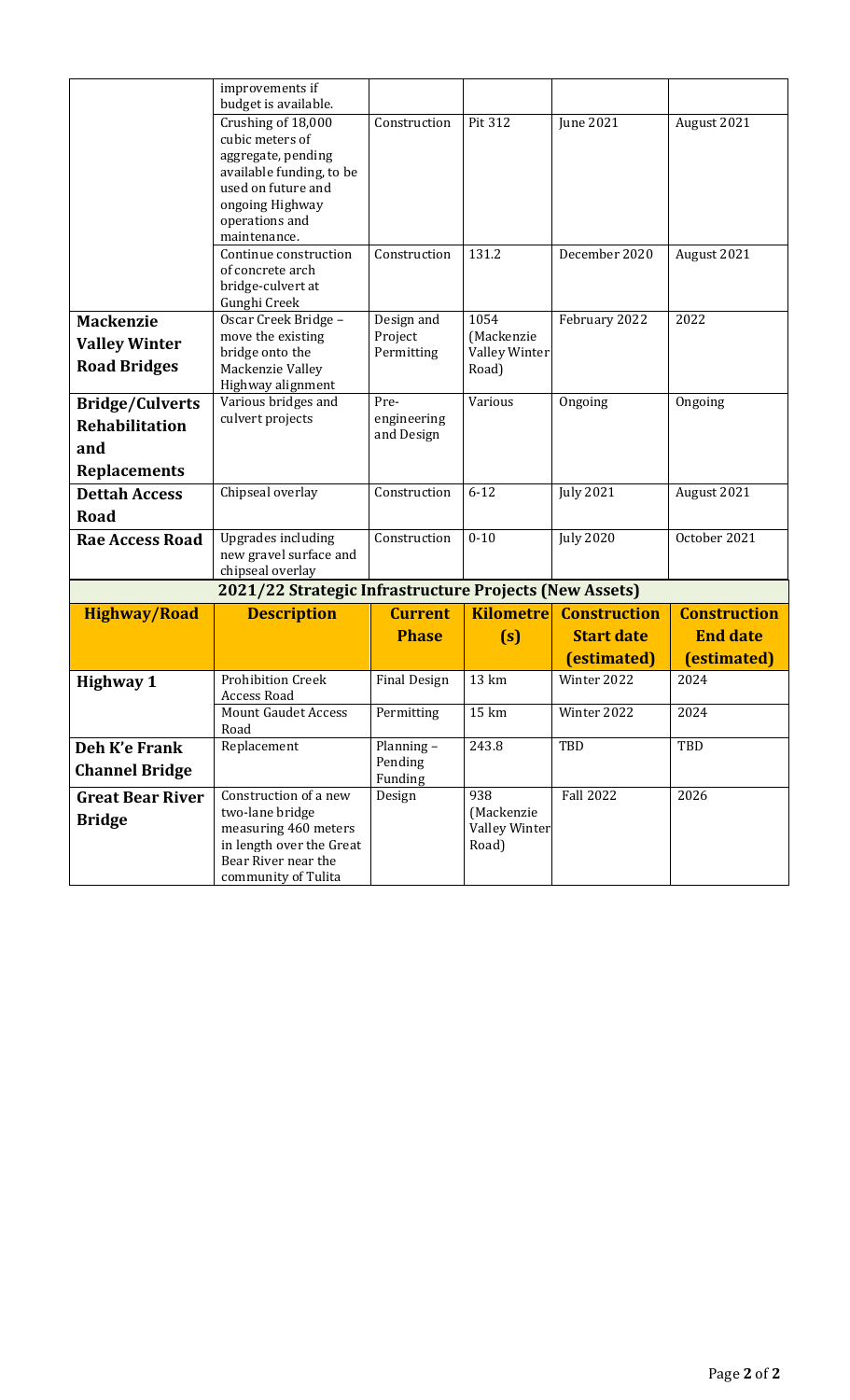| | | | | | |
|---|---|---|---|---|---|
| | improvements if budget is available. | | | | |
| | Crushing of 18,000 cubic meters of aggregate, pending available funding, to be used on future and ongoing Highway operations and maintenance. | Construction | Pit 312 | June 2021 | August 2021 |
| | Continue construction of concrete arch bridge-culvert at Gunghi Creek | Construction | 131.2 | December 2020 | August 2021 |
| **Mackenzie Valley Winter Road Bridges** | Oscar Creek Bridge – move the existing bridge onto the Mackenzie Valley Highway alignment | Design and Project Permitting | 1054 (Mackenzie Valley Winter Road) | February 2022 | 2022 |
| **Bridge/Culverts Rehabilitation and Replacements** | Various bridges and culvert projects | Pre-engineering and Design | Various | Ongoing | Ongoing |
| **Dettah Access Road** | Chipseal overlay | Construction | 6-12 | July 2021 | August 2021 |
| **Rae Access Road** | Upgrades including new gravel surface and chipseal overlay | Construction | 0-10 | July 2020 | October 2021 |

**2021/22 Strategic Infrastructure Projects (New Assets)**

| Highway/Road | Description | Current Phase | Kilometre (s) | Construction Start date (estimated) | Construction End date (estimated) |
|---|---|---|---|---|---|
| **Highway 1** | Prohibition Creek Access Road | Final Design | 13 km | Winter 2022 | 2024 |
| | Mount Gaudet Access Road | Permitting | 15 km | Winter 2022 | 2024 |
| **Deh K'e Frank Channel Bridge** | Replacement | Planning – Pending Funding | 243.8 | TBD | TBD |
| **Great Bear River Bridge** | Construction of a new two-lane bridge measuring 460 meters in length over the Great Bear River near the community of Tulita | Design | 938 (Mackenzie Valley Winter Road) | Fall 2022 | 2026 |